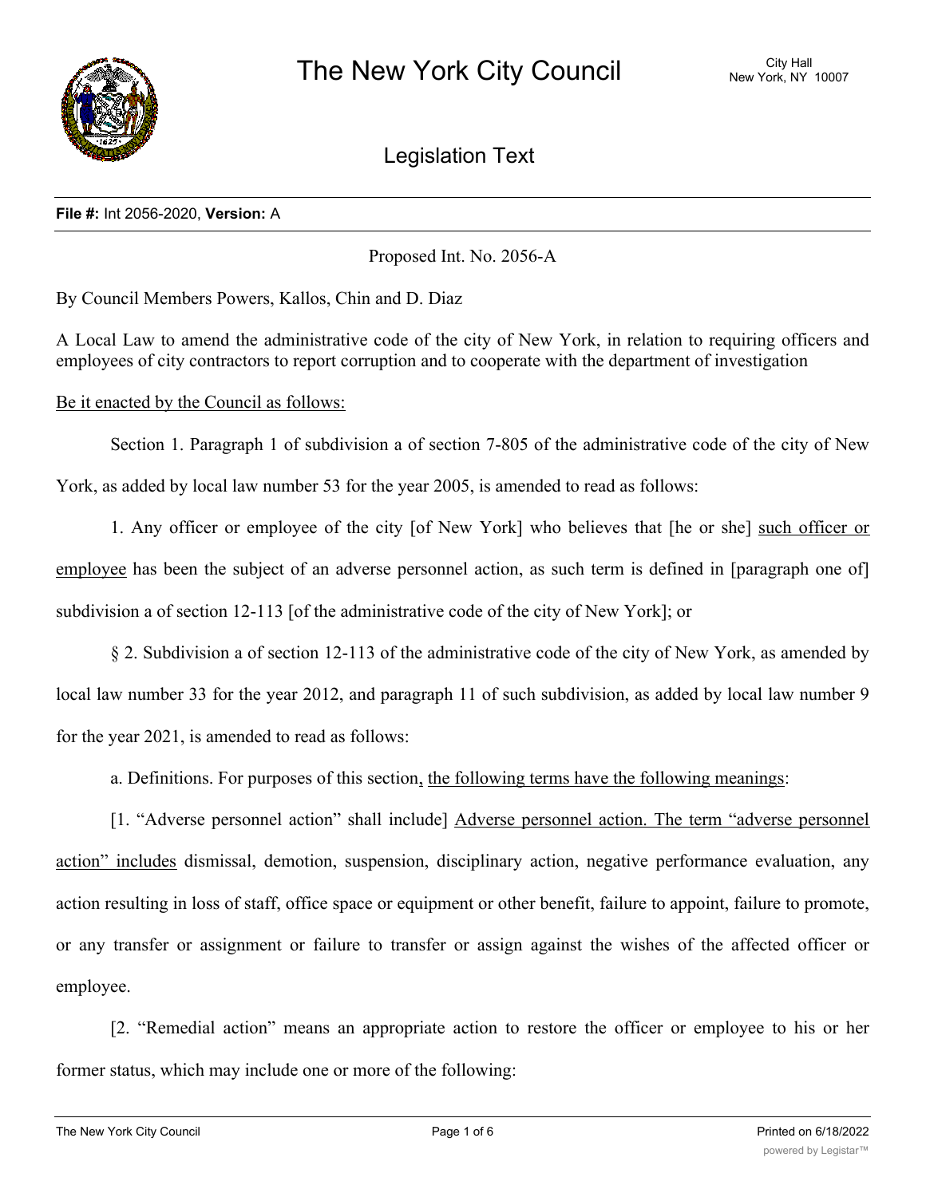# The New York City Council

City Hall
New York, NY 10007

## Legislation Text

**File #:** Int 2056-2020, **Version:** A

Proposed Int. No. 2056-A

By Council Members Powers, Kallos, Chin and D. Diaz

A Local Law to amend the administrative code of the city of New York, in relation to requiring officers and employees of city contractors to report corruption and to cooperate with the department of investigation

Be it enacted by the Council as follows:

Section 1. Paragraph 1 of subdivision a of section 7-805 of the administrative code of the city of New York, as added by local law number 53 for the year 2005, is amended to read as follows:

1. Any officer or employee of the city [of New York] who believes that [he or she] such officer or employee has been the subject of an adverse personnel action, as such term is defined in [paragraph one of] subdivision a of section 12-113 [of the administrative code of the city of New York]; or

§ 2. Subdivision a of section 12-113 of the administrative code of the city of New York, as amended by local law number 33 for the year 2012, and paragraph 11 of such subdivision, as added by local law number 9 for the year 2021, is amended to read as follows:

a. Definitions. For purposes of this section, the following terms have the following meanings:

[1. "Adverse personnel action" shall include] Adverse personnel action. The term "adverse personnel action" includes dismissal, demotion, suspension, disciplinary action, negative performance evaluation, any action resulting in loss of staff, office space or equipment or other benefit, failure to appoint, failure to promote, or any transfer or assignment or failure to transfer or assign against the wishes of the affected officer or employee.

[2. "Remedial action" means an appropriate action to restore the officer or employee to his or her former status, which may include one or more of the following: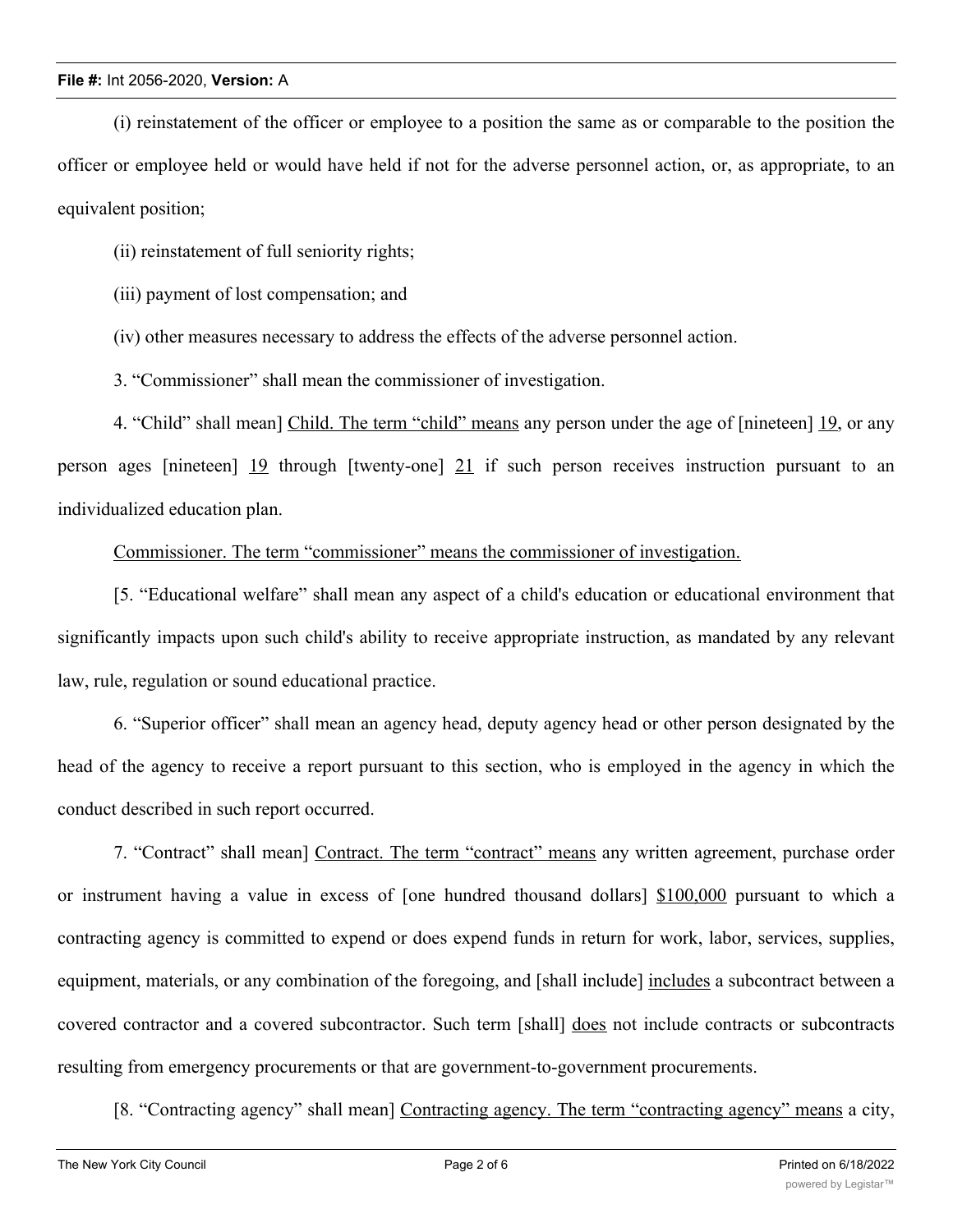(i) reinstatement of the officer or employee to a position the same as or comparable to the position the officer or employee held or would have held if not for the adverse personnel action, or, as appropriate, to an equivalent position;

(ii) reinstatement of full seniority rights;

(iii) payment of lost compensation; and

(iv) other measures necessary to address the effects of the adverse personnel action.

3. "Commissioner" shall mean the commissioner of investigation.

4. "Child" shall mean] <u>Child. The term "child" means</u> any person under the age of [nineteen] <u>19</u>, or any person ages [nineteen] <u>19</u> through [twenty-one] <u>21</u> if such person receives instruction pursuant to an individualized education plan.

<u>Commissioner. The term "commissioner" means the commissioner of investigation.</u>

[5. "Educational welfare" shall mean any aspect of a child's education or educational environment that significantly impacts upon such child's ability to receive appropriate instruction, as mandated by any relevant law, rule, regulation or sound educational practice.

6. "Superior officer" shall mean an agency head, deputy agency head or other person designated by the head of the agency to receive a report pursuant to this section, who is employed in the agency in which the conduct described in such report occurred.

7. "Contract" shall mean] <u>Contract. The term "contract" means</u> any written agreement, purchase order or instrument having a value in excess of [one hundred thousand dollars] <u>$100,000</u> pursuant to which a contracting agency is committed to expend or does expend funds in return for work, labor, services, supplies, equipment, materials, or any combination of the foregoing, and [shall include] <u>includes</u> a subcontract between a covered contractor and a covered subcontractor. Such term [shall] <u>does</u> not include contracts or subcontracts resulting from emergency procurements or that are government-to-government procurements.

[8. "Contracting agency" shall mean] <u>Contracting agency. The term "contracting agency" means</u> a city,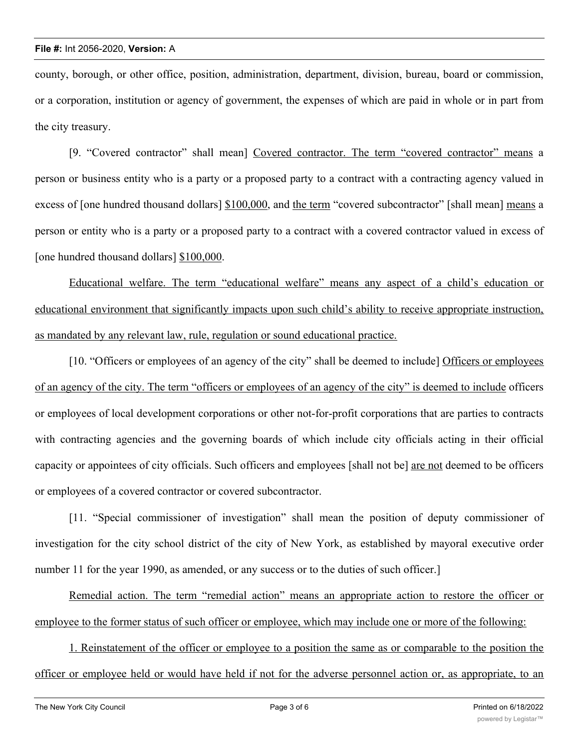county, borough, or other office, position, administration, department, division, bureau, board or commission, or a corporation, institution or agency of government, the expenses of which are paid in whole or in part from the city treasury.

[9. "Covered contractor" shall mean] Covered contractor. The term "covered contractor" means a person or business entity who is a party or a proposed party to a contract with a contracting agency valued in excess of [one hundred thousand dollars] $100,000, and the term "covered subcontractor" [shall mean] means a person or entity who is a party or a proposed party to a contract with a covered contractor valued in excess of [one hundred thousand dollars] $100,000.

Educational welfare. The term "educational welfare" means any aspect of a child's education or educational environment that significantly impacts upon such child's ability to receive appropriate instruction, as mandated by any relevant law, rule, regulation or sound educational practice.

[10. "Officers or employees of an agency of the city" shall be deemed to include] Officers or employees of an agency of the city. The term "officers or employees of an agency of the city" is deemed to include officers or employees of local development corporations or other not-for-profit corporations that are parties to contracts with contracting agencies and the governing boards of which include city officials acting in their official capacity or appointees of city officials. Such officers and employees [shall not be] are not deemed to be officers or employees of a covered contractor or covered subcontractor.

[11. "Special commissioner of investigation" shall mean the position of deputy commissioner of investigation for the city school district of the city of New York, as established by mayoral executive order number 11 for the year 1990, as amended, or any success or to the duties of such officer.]

Remedial action. The term "remedial action" means an appropriate action to restore the officer or employee to the former status of such officer or employee, which may include one or more of the following:

1. Reinstatement of the officer or employee to a position the same as or comparable to the position the officer or employee held or would have held if not for the adverse personnel action or, as appropriate, to an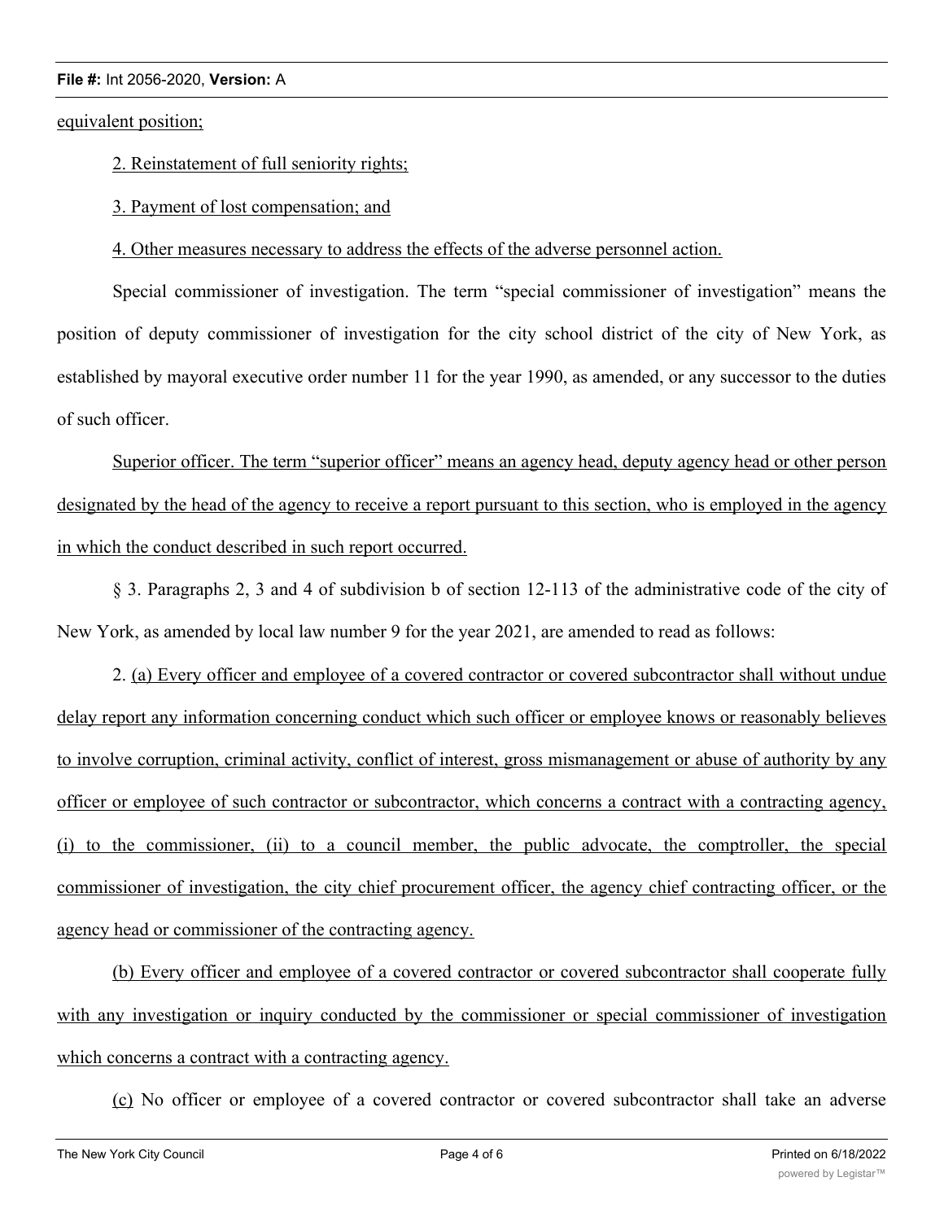equivalent position;

2. Reinstatement of full seniority rights;

3. Payment of lost compensation; and

4. Other measures necessary to address the effects of the adverse personnel action.

Special commissioner of investigation. The term "special commissioner of investigation" means the position of deputy commissioner of investigation for the city school district of the city of New York, as established by mayoral executive order number 11 for the year 1990, as amended, or any successor to the duties of such officer.

Superior officer. The term "superior officer" means an agency head, deputy agency head or other person designated by the head of the agency to receive a report pursuant to this section, who is employed in the agency in which the conduct described in such report occurred.

§ 3. Paragraphs 2, 3 and 4 of subdivision b of section 12-113 of the administrative code of the city of New York, as amended by local law number 9 for the year 2021, are amended to read as follows:

2. (a) Every officer and employee of a covered contractor or covered subcontractor shall without undue delay report any information concerning conduct which such officer or employee knows or reasonably believes to involve corruption, criminal activity, conflict of interest, gross mismanagement or abuse of authority by any officer or employee of such contractor or subcontractor, which concerns a contract with a contracting agency, (i) to the commissioner, (ii) to a council member, the public advocate, the comptroller, the special commissioner of investigation, the city chief procurement officer, the agency chief contracting officer, or the agency head or commissioner of the contracting agency.

(b) Every officer and employee of a covered contractor or covered subcontractor shall cooperate fully with any investigation or inquiry conducted by the commissioner or special commissioner of investigation which concerns a contract with a contracting agency.

(c) No officer or employee of a covered contractor or covered subcontractor shall take an adverse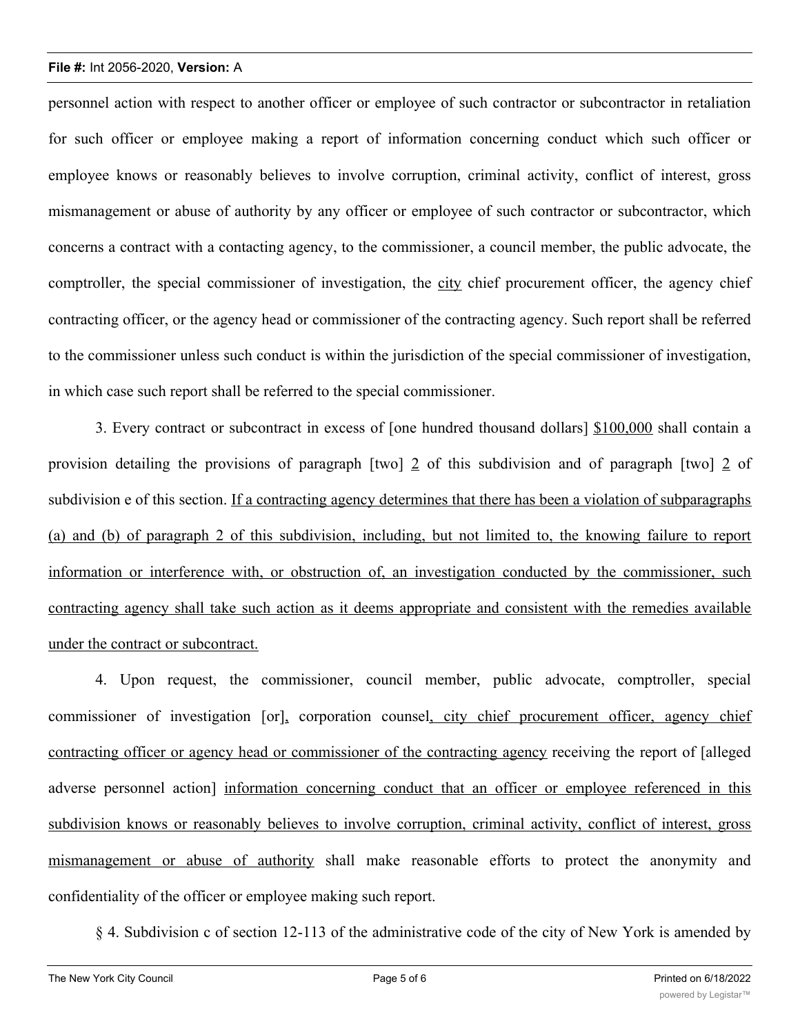personnel action with respect to another officer or employee of such contractor or subcontractor in retaliation for such officer or employee making a report of information concerning conduct which such officer or employee knows or reasonably believes to involve corruption, criminal activity, conflict of interest, gross mismanagement or abuse of authority by any officer or employee of such contractor or subcontractor, which concerns a contract with a contacting agency, to the commissioner, a council member, the public advocate, the comptroller, the special commissioner of investigation, the city chief procurement officer, the agency chief contracting officer, or the agency head or commissioner of the contracting agency. Such report shall be referred to the commissioner unless such conduct is within the jurisdiction of the special commissioner of investigation, in which case such report shall be referred to the special commissioner.

3. Every contract or subcontract in excess of [one hundred thousand dollars] $100,000 shall contain a provision detailing the provisions of paragraph [two] 2 of this subdivision and of paragraph [two] 2 of subdivision e of this section. If a contracting agency determines that there has been a violation of subparagraphs (a) and (b) of paragraph 2 of this subdivision, including, but not limited to, the knowing failure to report information or interference with, or obstruction of, an investigation conducted by the commissioner, such contracting agency shall take such action as it deems appropriate and consistent with the remedies available under the contract or subcontract.

4. Upon request, the commissioner, council member, public advocate, comptroller, special commissioner of investigation [or], corporation counsel, city chief procurement officer, agency chief contracting officer or agency head or commissioner of the contracting agency receiving the report of [alleged adverse personnel action] information concerning conduct that an officer or employee referenced in this subdivision knows or reasonably believes to involve corruption, criminal activity, conflict of interest, gross mismanagement or abuse of authority shall make reasonable efforts to protect the anonymity and confidentiality of the officer or employee making such report.

§ 4. Subdivision c of section 12-113 of the administrative code of the city of New York is amended by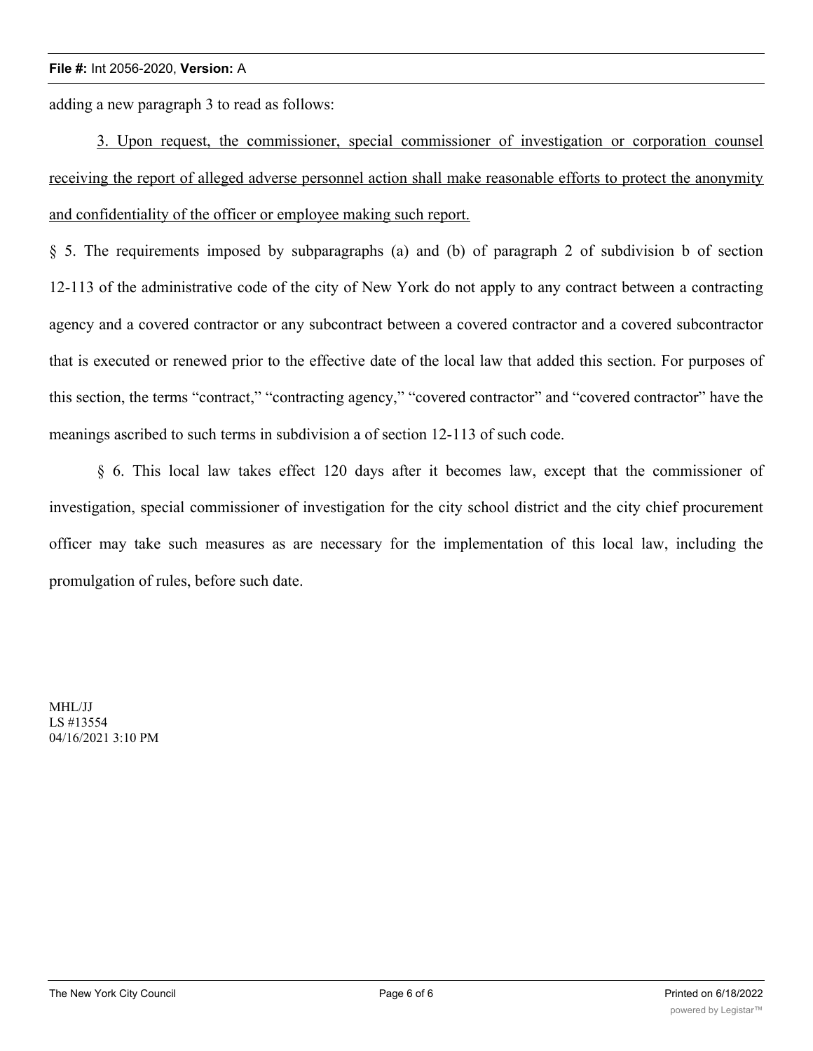adding a new paragraph 3 to read as follows:

<u>3. Upon request, the commissioner, special commissioner of investigation or corporation counsel receiving the report of alleged adverse personnel action shall make reasonable efforts to protect the anonymity and confidentiality of the officer or employee making such report.</u>

§ 5. The requirements imposed by subparagraphs (a) and (b) of paragraph 2 of subdivision b of section 12-113 of the administrative code of the city of New York do not apply to any contract between a contracting agency and a covered contractor or any subcontract between a covered contractor and a covered subcontractor that is executed or renewed prior to the effective date of the local law that added this section. For purposes of this section, the terms "contract," "contracting agency," "covered contractor" and "covered contractor" have the meanings ascribed to such terms in subdivision a of section 12-113 of such code.

§ 6. This local law takes effect 120 days after it becomes law, except that the commissioner of investigation, special commissioner of investigation for the city school district and the city chief procurement officer may take such measures as are necessary for the implementation of this local law, including the promulgation of rules, before such date.

MHL/JJ
LS #13554
04/16/2021 3:10 PM